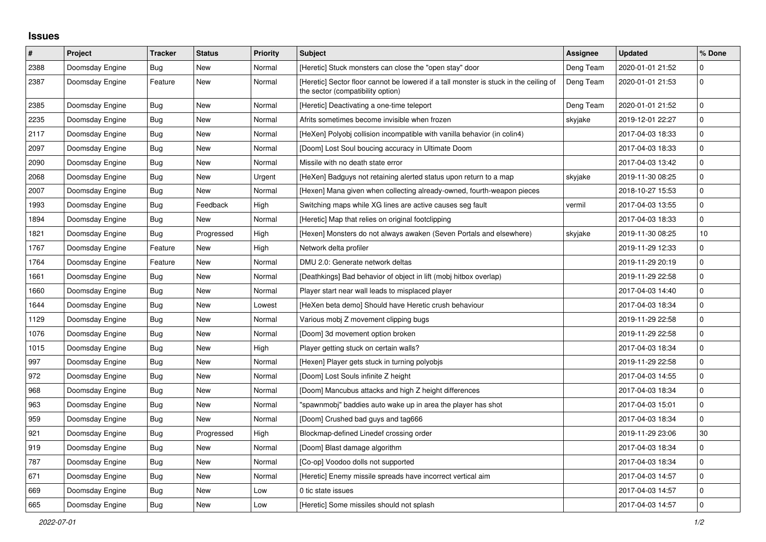# Issues

| # | Project | Tracker | Status | Priority | Subject | Assignee | Updated | % Done |
|---|---|---|---|---|---|---|---|---|
| 2388 | Doomsday Engine | Bug | New | Normal | [Heretic] Stuck monsters can close the "open stay" door | Deng Team | 2020-01-01 21:52 | 0 |
| 2387 | Doomsday Engine | Feature | New | Normal | [Heretic] Sector floor cannot be lowered if a tall monster is stuck in the ceiling of the sector (compatibility option) | Deng Team | 2020-01-01 21:53 | 0 |
| 2385 | Doomsday Engine | Bug | New | Normal | [Heretic] Deactivating a one-time teleport | Deng Team | 2020-01-01 21:52 | 0 |
| 2235 | Doomsday Engine | Bug | New | Normal | Afrits sometimes become invisible when frozen | skyjake | 2019-12-01 22:27 | 0 |
| 2117 | Doomsday Engine | Bug | New | Normal | [HeXen] Polyobj collision incompatible with vanilla behavior (in colin4) | | 2017-04-03 18:33 | 0 |
| 2097 | Doomsday Engine | Bug | New | Normal | [Doom] Lost Soul boucing accuracy in Ultimate Doom | | 2017-04-03 18:33 | 0 |
| 2090 | Doomsday Engine | Bug | New | Normal | Missile with no death state error | | 2017-04-03 13:42 | 0 |
| 2068 | Doomsday Engine | Bug | New | Urgent | [HeXen] Badguys not retaining alerted status upon return to a map | skyjake | 2019-11-30 08:25 | 0 |
| 2007 | Doomsday Engine | Bug | New | Normal | [Hexen] Mana given when collecting already-owned, fourth-weapon pieces | | 2018-10-27 15:53 | 0 |
| 1993 | Doomsday Engine | Bug | Feedback | High | Switching maps while XG lines are active causes seg fault | vermil | 2017-04-03 13:55 | 0 |
| 1894 | Doomsday Engine | Bug | New | Normal | [Heretic] Map that relies on original footclipping | | 2017-04-03 18:33 | 0 |
| 1821 | Doomsday Engine | Bug | Progressed | High | [Hexen] Monsters do not always awaken (Seven Portals and elsewhere) | skyjake | 2019-11-30 08:25 | 10 |
| 1767 | Doomsday Engine | Feature | New | High | Network delta profiler | | 2019-11-29 12:33 | 0 |
| 1764 | Doomsday Engine | Feature | New | Normal | DMU 2.0: Generate network deltas | | 2019-11-29 20:19 | 0 |
| 1661 | Doomsday Engine | Bug | New | Normal | [Deathkings] Bad behavior of object in lift (mobj hitbox overlap) | | 2019-11-29 22:58 | 0 |
| 1660 | Doomsday Engine | Bug | New | Normal | Player start near wall leads to misplaced player | | 2017-04-03 14:40 | 0 |
| 1644 | Doomsday Engine | Bug | New | Lowest | [HeXen beta demo] Should have Heretic crush behaviour | | 2017-04-03 18:34 | 0 |
| 1129 | Doomsday Engine | Bug | New | Normal | Various mobj Z movement clipping bugs | | 2019-11-29 22:58 | 0 |
| 1076 | Doomsday Engine | Bug | New | Normal | [Doom] 3d movement option broken | | 2019-11-29 22:58 | 0 |
| 1015 | Doomsday Engine | Bug | New | High | Player getting stuck on certain walls? | | 2017-04-03 18:34 | 0 |
| 997 | Doomsday Engine | Bug | New | Normal | [Hexen] Player gets stuck in turning polyobjs | | 2019-11-29 22:58 | 0 |
| 972 | Doomsday Engine | Bug | New | Normal | [Doom] Lost Souls infinite Z height | | 2017-04-03 14:55 | 0 |
| 968 | Doomsday Engine | Bug | New | Normal | [Doom] Mancubus attacks and high Z height differences | | 2017-04-03 18:34 | 0 |
| 963 | Doomsday Engine | Bug | New | Normal | "spawnmobj" baddies auto wake up in area the player has shot | | 2017-04-03 15:01 | 0 |
| 959 | Doomsday Engine | Bug | New | Normal | [Doom] Crushed bad guys and tag666 | | 2017-04-03 18:34 | 0 |
| 921 | Doomsday Engine | Bug | Progressed | High | Blockmap-defined Linedef crossing order | | 2019-11-29 23:06 | 30 |
| 919 | Doomsday Engine | Bug | New | Normal | [Doom] Blast damage algorithm | | 2017-04-03 18:34 | 0 |
| 787 | Doomsday Engine | Bug | New | Normal | [Co-op] Voodoo dolls not supported | | 2017-04-03 18:34 | 0 |
| 671 | Doomsday Engine | Bug | New | Normal | [Heretic] Enemy missile spreads have incorrect vertical aim | | 2017-04-03 14:57 | 0 |
| 669 | Doomsday Engine | Bug | New | Low | 0 tic state issues | | 2017-04-03 14:57 | 0 |
| 665 | Doomsday Engine | Bug | New | Low | [Heretic] Some missiles should not splash | | 2017-04-03 14:57 | 0 |

*2022-07-01*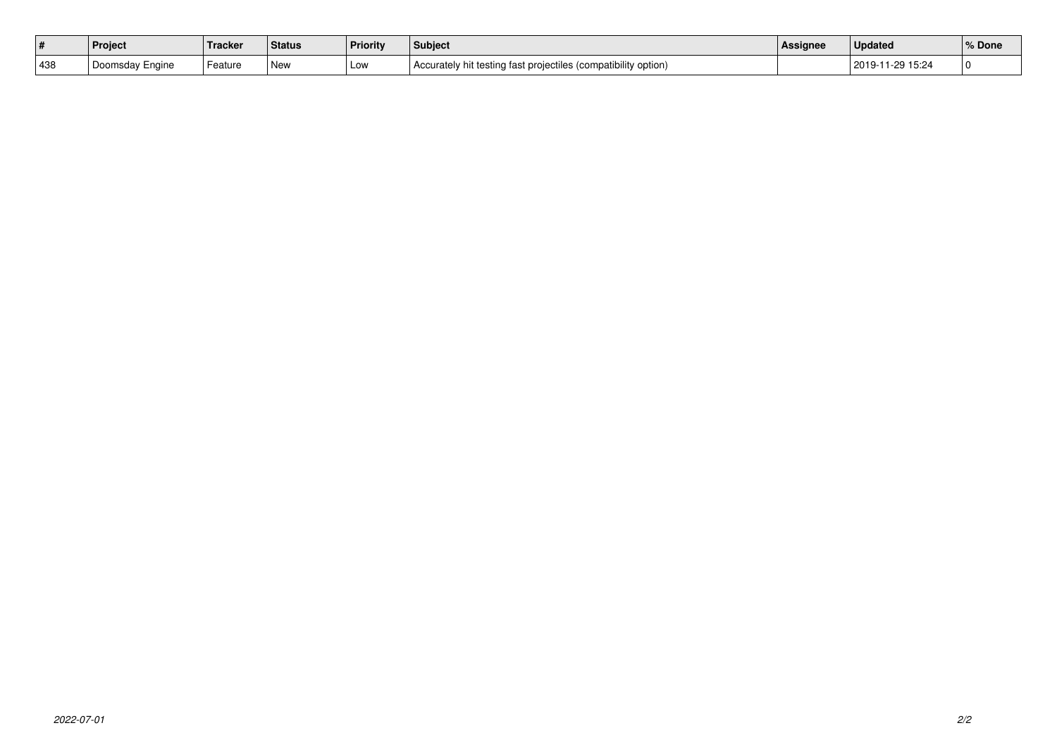| # | Project | Tracker | Status | Priority | Subject | Assignee | Updated | % Done |
|---|---|---|---|---|---|---|---|---|
| 438 | Doomsday Engine | Feature | New | Low | Accurately hit testing fast projectiles (compatibility option) | | 2019-11-29 15:24 | 0 |